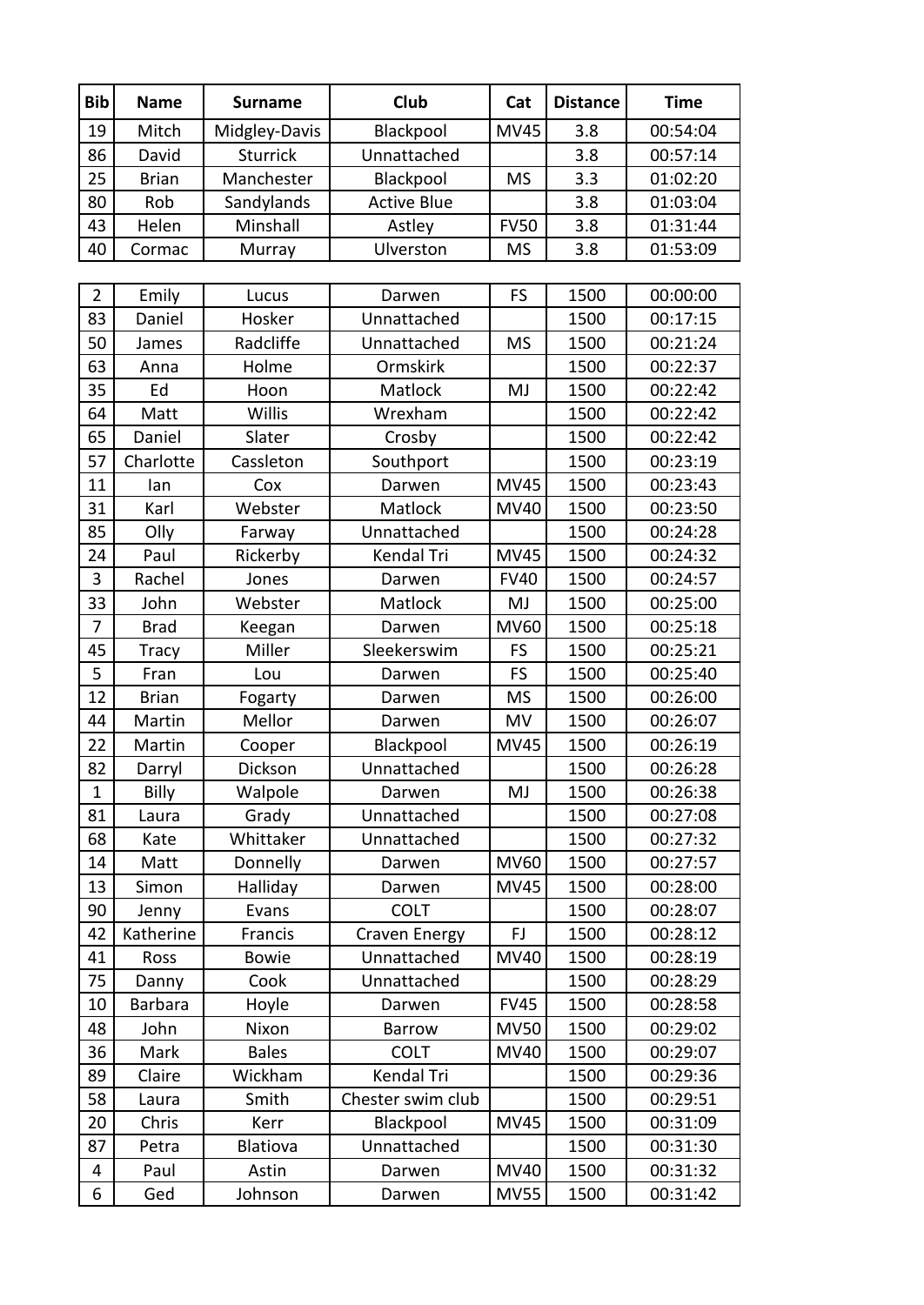| Bib | Name | Surname | Club | Cat | Distance | Time |
|---|---|---|---|---|---|---|
| 19 | Mitch | Midgley-Davis | Blackpool | MV45 | 3.8 | 00:54:04 |
| 86 | David | Sturrick | Unnattached | | 3.8 | 00:57:14 |
| 25 | Brian | Manchester | Blackpool | MS | 3.3 | 01:02:20 |
| 80 | Rob | Sandylands | Active Blue | | 3.8 | 01:03:04 |
| 43 | Helen | Minshall | Astley | FV50 | 3.8 | 01:31:44 |
| 40 | Cormac | Murray | Ulverston | MS | 3.8 | 01:53:09 |

| Bib | Name | Surname | Club | Cat | Distance | Time |
|---|---|---|---|---|---|---|
| 2 | Emily | Lucus | Darwen | FS | 1500 | 00:00:00 |
| 83 | Daniel | Hosker | Unnattached | | 1500 | 00:17:15 |
| 50 | James | Radcliffe | Unnattached | MS | 1500 | 00:21:24 |
| 63 | Anna | Holme | Ormskirk | | 1500 | 00:22:37 |
| 35 | Ed | Hoon | Matlock | MJ | 1500 | 00:22:42 |
| 64 | Matt | Willis | Wrexham | | 1500 | 00:22:42 |
| 65 | Daniel | Slater | Crosby | | 1500 | 00:22:42 |
| 57 | Charlotte | Cassleton | Southport | | 1500 | 00:23:19 |
| 11 | Ian | Cox | Darwen | MV45 | 1500 | 00:23:43 |
| 31 | Karl | Webster | Matlock | MV40 | 1500 | 00:23:50 |
| 85 | Olly | Farway | Unnattached | | 1500 | 00:24:28 |
| 24 | Paul | Rickerby | Kendal Tri | MV45 | 1500 | 00:24:32 |
| 3 | Rachel | Jones | Darwen | FV40 | 1500 | 00:24:57 |
| 33 | John | Webster | Matlock | MJ | 1500 | 00:25:00 |
| 7 | Brad | Keegan | Darwen | MV60 | 1500 | 00:25:18 |
| 45 | Tracy | Miller | Sleekerswim | FS | 1500 | 00:25:21 |
| 5 | Fran | Lou | Darwen | FS | 1500 | 00:25:40 |
| 12 | Brian | Fogarty | Darwen | MS | 1500 | 00:26:00 |
| 44 | Martin | Mellor | Darwen | MV | 1500 | 00:26:07 |
| 22 | Martin | Cooper | Blackpool | MV45 | 1500 | 00:26:19 |
| 82 | Darryl | Dickson | Unnattached | | 1500 | 00:26:28 |
| 1 | Billy | Walpole | Darwen | MJ | 1500 | 00:26:38 |
| 81 | Laura | Grady | Unnattached | | 1500 | 00:27:08 |
| 68 | Kate | Whittaker | Unnattached | | 1500 | 00:27:32 |
| 14 | Matt | Donnelly | Darwen | MV60 | 1500 | 00:27:57 |
| 13 | Simon | Halliday | Darwen | MV45 | 1500 | 00:28:00 |
| 90 | Jenny | Evans | COLT | | 1500 | 00:28:07 |
| 42 | Katherine | Francis | Craven Energy | FJ | 1500 | 00:28:12 |
| 41 | Ross | Bowie | Unnattached | MV40 | 1500 | 00:28:19 |
| 75 | Danny | Cook | Unnattached | | 1500 | 00:28:29 |
| 10 | Barbara | Hoyle | Darwen | FV45 | 1500 | 00:28:58 |
| 48 | John | Nixon | Barrow | MV50 | 1500 | 00:29:02 |
| 36 | Mark | Bales | COLT | MV40 | 1500 | 00:29:07 |
| 89 | Claire | Wickham | Kendal Tri | | 1500 | 00:29:36 |
| 58 | Laura | Smith | Chester swim club | | 1500 | 00:29:51 |
| 20 | Chris | Kerr | Blackpool | MV45 | 1500 | 00:31:09 |
| 87 | Petra | Blatiova | Unnattached | | 1500 | 00:31:30 |
| 4 | Paul | Astin | Darwen | MV40 | 1500 | 00:31:32 |
| 6 | Ged | Johnson | Darwen | MV55 | 1500 | 00:31:42 |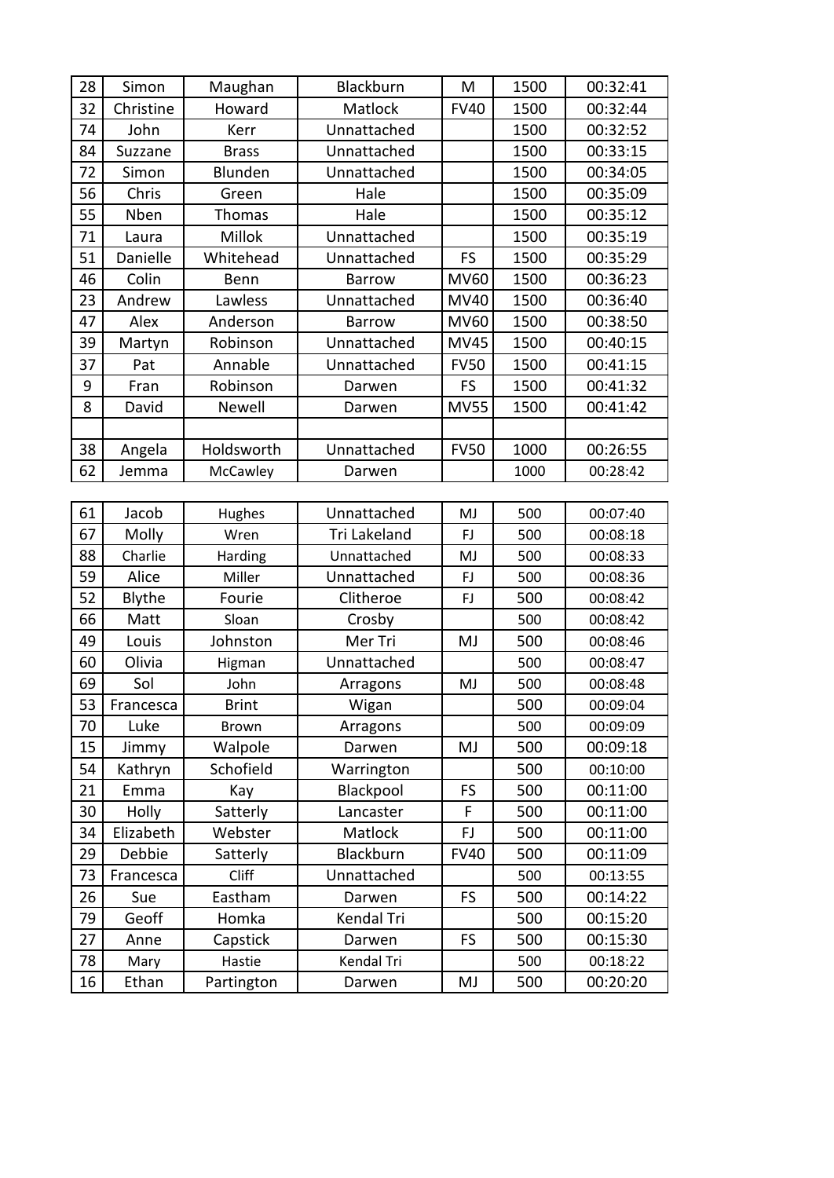| 28 | Simon | Maughan | Blackburn | M | 1500 | 00:32:41 |
|---|---|---|---|---|---|---|
| 32 | Christine | Howard | Matlock | FV40 | 1500 | 00:32:44 |
| 74 | John | Kerr | Unnattached | | 1500 | 00:32:52 |
| 84 | Suzzane | Brass | Unnattached | | 1500 | 00:33:15 |
| 72 | Simon | Blunden | Unnattached | | 1500 | 00:34:05 |
| 56 | Chris | Green | Hale | | 1500 | 00:35:09 |
| 55 | Nben | Thomas | Hale | | 1500 | 00:35:12 |
| 71 | Laura | Millok | Unnattached | | 1500 | 00:35:19 |
| 51 | Danielle | Whitehead | Unnattached | FS | 1500 | 00:35:29 |
| 46 | Colin | Benn | Barrow | MV60 | 1500 | 00:36:23 |
| 23 | Andrew | Lawless | Unnattached | MV40 | 1500 | 00:36:40 |
| 47 | Alex | Anderson | Barrow | MV60 | 1500 | 00:38:50 |
| 39 | Martyn | Robinson | Unnattached | MV45 | 1500 | 00:40:15 |
| 37 | Pat | Annable | Unnattached | FV50 | 1500 | 00:41:15 |
| 9 | Fran | Robinson | Darwen | FS | 1500 | 00:41:32 |
| 8 | David | Newell | Darwen | MV55 | 1500 | 00:41:42 |
| | | | | | | |
| 38 | Angela | Holdsworth | Unnattached | FV50 | 1000 | 00:26:55 |
| 62 | Jemma | McCawley | Darwen | | 1000 | 00:28:42 |

| 61 | Jacob | Hughes | Unnattached | MJ | 500 | 00:07:40 |
|---|---|---|---|---|---|---|
| 67 | Molly | Wren | Tri Lakeland | FJ | 500 | 00:08:18 |
| 88 | Charlie | Harding | Unnattached | MJ | 500 | 00:08:33 |
| 59 | Alice | Miller | Unnattached | FJ | 500 | 00:08:36 |
| 52 | Blythe | Fourie | Clitheroe | FJ | 500 | 00:08:42 |
| 66 | Matt | Sloan | Crosby | | 500 | 00:08:42 |
| 49 | Louis | Johnston | Mer Tri | MJ | 500 | 00:08:46 |
| 60 | Olivia | Higman | Unnattached | | 500 | 00:08:47 |
| 69 | Sol | John | Arragons | MJ | 500 | 00:08:48 |
| 53 | Francesca | Brint | Wigan | | 500 | 00:09:04 |
| 70 | Luke | Brown | Arragons | | 500 | 00:09:09 |
| 15 | Jimmy | Walpole | Darwen | MJ | 500 | 00:09:18 |
| 54 | Kathryn | Schofield | Warrington | | 500 | 00:10:00 |
| 21 | Emma | Kay | Blackpool | FS | 500 | 00:11:00 |
| 30 | Holly | Satterly | Lancaster | F | 500 | 00:11:00 |
| 34 | Elizabeth | Webster | Matlock | FJ | 500 | 00:11:00 |
| 29 | Debbie | Satterly | Blackburn | FV40 | 500 | 00:11:09 |
| 73 | Francesca | Cliff | Unnattached | | 500 | 00:13:55 |
| 26 | Sue | Eastham | Darwen | FS | 500 | 00:14:22 |
| 79 | Geoff | Homka | Kendal Tri | | 500 | 00:15:20 |
| 27 | Anne | Capstick | Darwen | FS | 500 | 00:15:30 |
| 78 | Mary | Hastie | Kendal Tri | | 500 | 00:18:22 |
| 16 | Ethan | Partington | Darwen | MJ | 500 | 00:20:20 |